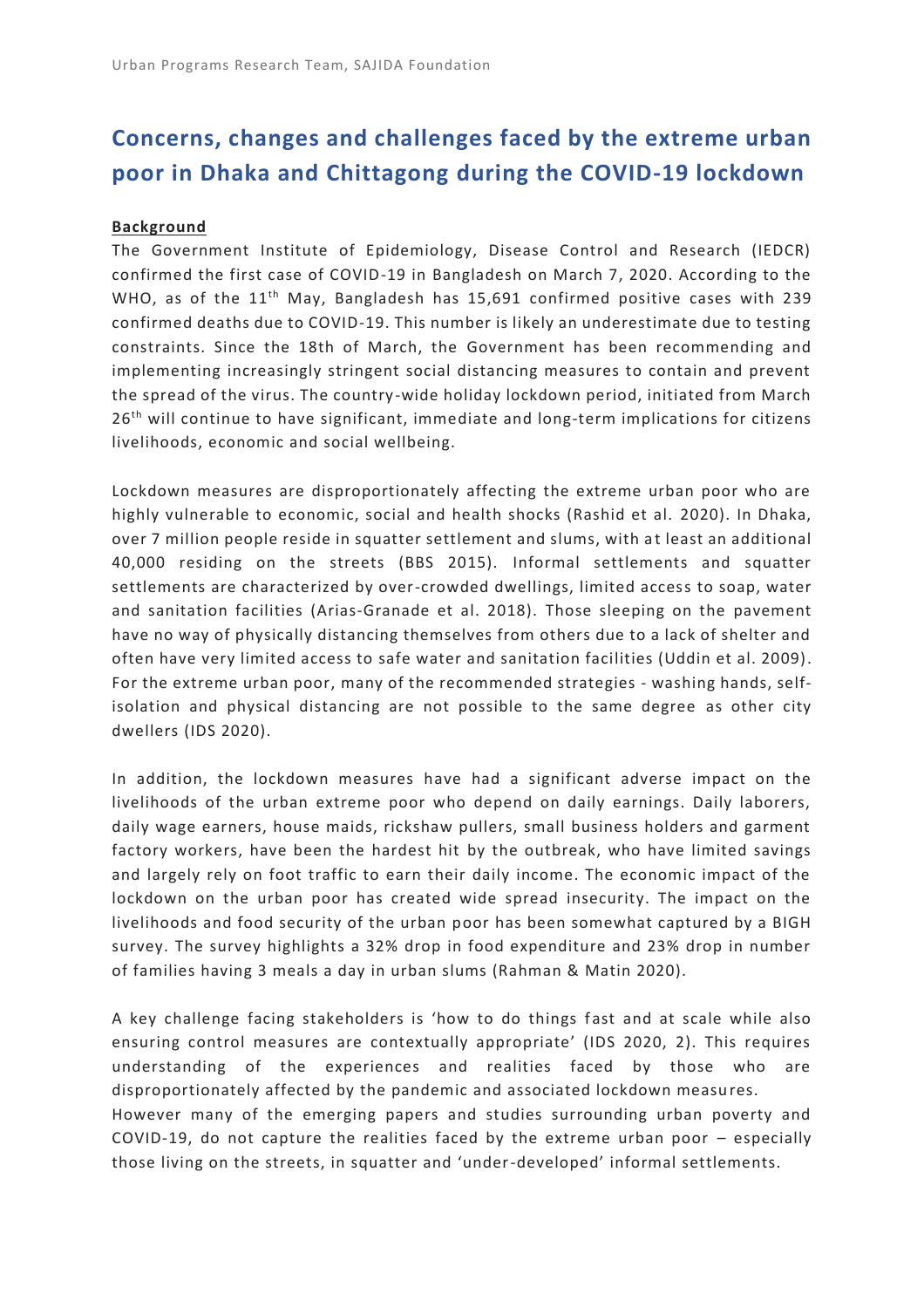# Concerns, changes and challenges faced by the extreme urban poor in Dhaka and Chittagong during the COVID-19 lockdown

## Background

The Government Institute of Epidemiology, Disease Control and Research (IEDCR) confirmed the first case of COVID-19 in Bangladesh on March 7, 2020. According to the WHO, as of the 11th May, Bangladesh has 15,691 confirmed positive cases with 239 confirmed deaths due to COVID-19. This number is likely an underestimate due to testing constraints. Since the 18th of March, the Government has been recommending and implementing increasingly stringent social distancing measures to contain and prevent the spread of the virus. The country-wide holiday lockdown period, initiated from March 26th will continue to have significant, immediate and long-term implications for citizens livelihoods, economic and social wellbeing.

Lockdown measures are disproportionately affecting the extreme urban poor who are highly vulnerable to economic, social and health shocks (Rashid et al. 2020). In Dhaka, over 7 million people reside in squatter settlement and slums, with at least an additional 40,000 residing on the streets (BBS 2015). Informal settlements and squatter settlements are characterized by over-crowded dwellings, limited access to soap, water and sanitation facilities (Arias-Granade et al. 2018). Those sleeping on the pavement have no way of physically distancing themselves from others due to a lack of shelter and often have very limited access to safe water and sanitation facilities (Uddin et al. 2009). For the extreme urban poor, many of the recommended strategies - washing hands, self-isolation and physical distancing are not possible to the same degree as other city dwellers (IDS 2020).

In addition, the lockdown measures have had a significant adverse impact on the livelihoods of the urban extreme poor who depend on daily earnings. Daily laborers, daily wage earners, house maids, rickshaw pullers, small business holders and garment factory workers, have been the hardest hit by the outbreak, who have limited savings and largely rely on foot traffic to earn their daily income. The economic impact of the lockdown on the urban poor has created wide spread insecurity. The impact on the livelihoods and food security of the urban poor has been somewhat captured by a BIGH survey. The survey highlights a 32% drop in food expenditure and 23% drop in number of families having 3 meals a day in urban slums (Rahman & Matin 2020).

A key challenge facing stakeholders is 'how to do things fast and at scale while also ensuring control measures are contextually appropriate' (IDS 2020, 2). This requires understanding of the experiences and realities faced by those who are disproportionately affected by the pandemic and associated lockdown measures.
However many of the emerging papers and studies surrounding urban poverty and COVID-19, do not capture the realities faced by the extreme urban poor – especially those living on the streets, in squatter and 'under-developed' informal settlements.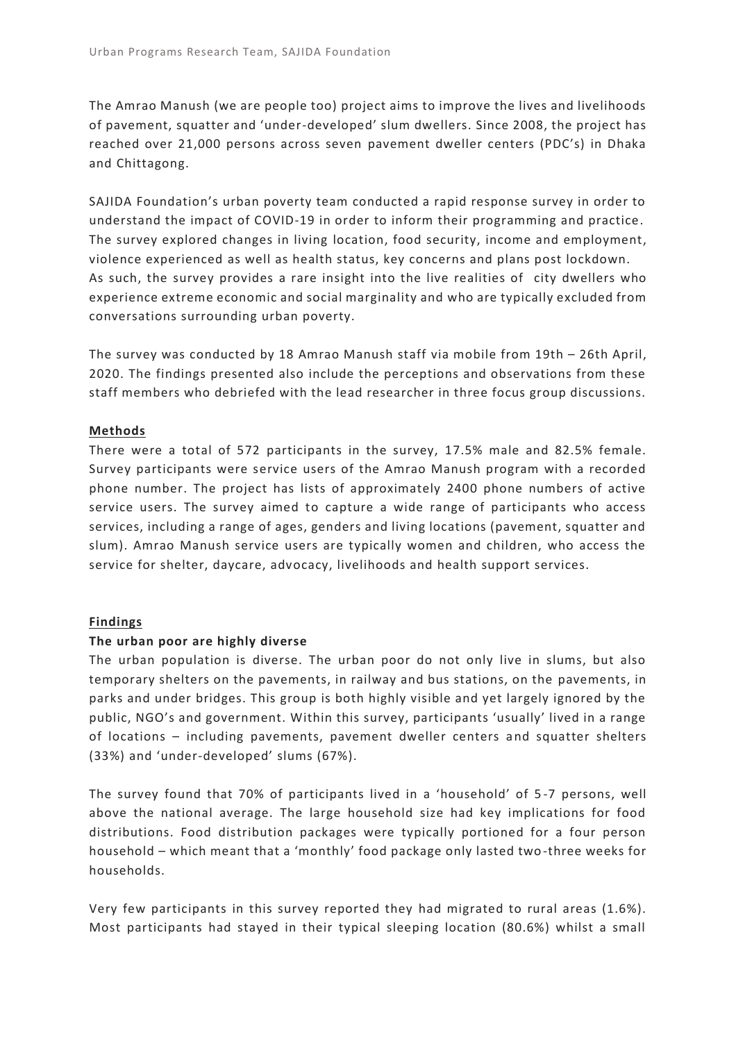The Amrao Manush (we are people too) project aims to improve the lives and livelihoods of pavement, squatter and 'under-developed' slum dwellers. Since 2008, the project has reached over 21,000 persons across seven pavement dweller centers (PDC's) in Dhaka and Chittagong.

SAJIDA Foundation's urban poverty team conducted a rapid response survey in order to understand the impact of COVID-19 in order to inform their programming and practice. The survey explored changes in living location, food security, income and employment, violence experienced as well as health status, key concerns and plans post lockdown. As such, the survey provides a rare insight into the live realities of city dwellers who experience extreme economic and social marginality and who are typically excluded from conversations surrounding urban poverty.

The survey was conducted by 18 Amrao Manush staff via mobile from 19th – 26th April, 2020. The findings presented also include the perceptions and observations from these staff members who debriefed with the lead researcher in three focus group discussions.

## Methods

There were a total of 572 participants in the survey, 17.5% male and 82.5% female. Survey participants were service users of the Amrao Manush program with a recorded phone number. The project has lists of approximately 2400 phone numbers of active service users. The survey aimed to capture a wide range of participants who access services, including a range of ages, genders and living locations (pavement, squatter and slum). Amrao Manush service users are typically women and children, who access the service for shelter, daycare, advocacy, livelihoods and health support services.

## Findings

### The urban poor are highly diverse

The urban population is diverse. The urban poor do not only live in slums, but also temporary shelters on the pavements, in railway and bus stations, on the pavements, in parks and under bridges. This group is both highly visible and yet largely ignored by the public, NGO's and government. Within this survey, participants 'usually' lived in a range of locations – including pavements, pavement dweller centers and squatter shelters (33%) and 'under-developed' slums (67%).

The survey found that 70% of participants lived in a 'household' of 5-7 persons, well above the national average. The large household size had key implications for food distributions. Food distribution packages were typically portioned for a four person household – which meant that a 'monthly' food package only lasted two-three weeks for households.

Very few participants in this survey reported they had migrated to rural areas (1.6%). Most participants had stayed in their typical sleeping location (80.6%) whilst a small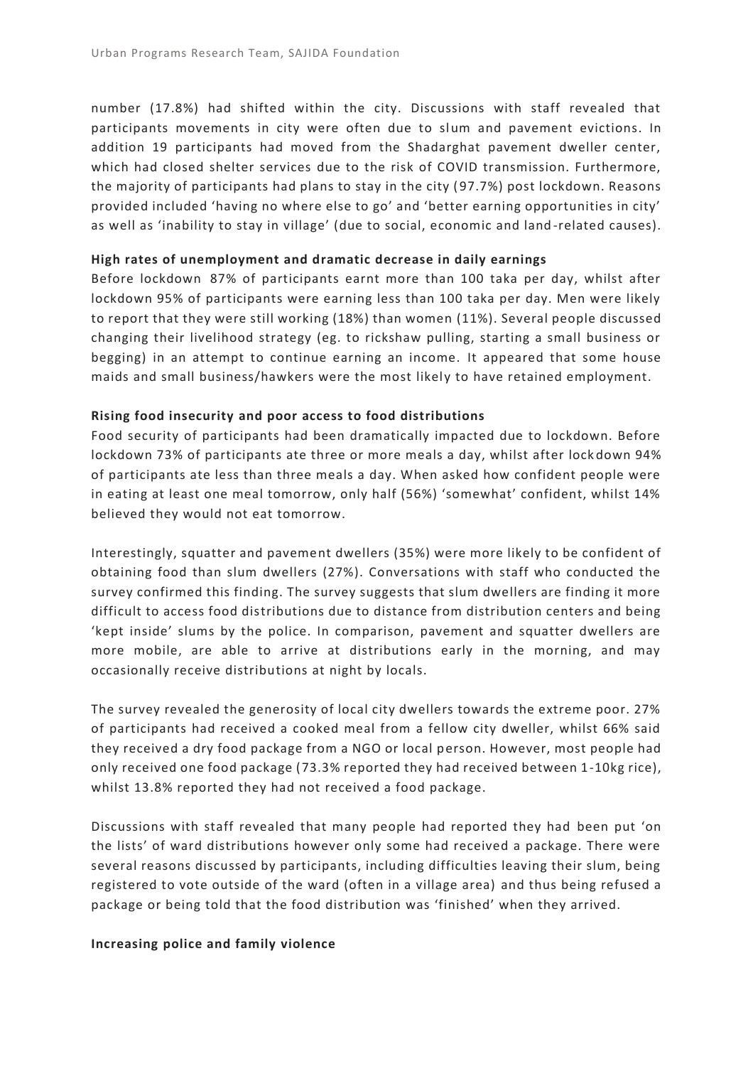number (17.8%) had shifted within the city. Discussions with staff revealed that participants movements in city were often due to slum and pavement evictions. In addition 19 participants had moved from the Shadarghat pavement dweller center, which had closed shelter services due to the risk of COVID transmission. Furthermore, the majority of participants had plans to stay in the city (97.7%) post lockdown. Reasons provided included 'having no where else to go' and 'better earning opportunities in city' as well as 'inability to stay in village' (due to social, economic and land-related causes).

**High rates of unemployment and dramatic decrease in daily earnings**

Before lockdown 87% of participants earnt more than 100 taka per day, whilst after lockdown 95% of participants were earning less than 100 taka per day. Men were likely to report that they were still working (18%) than women (11%). Several people discussed changing their livelihood strategy (eg. to rickshaw pulling, starting a small business or begging) in an attempt to continue earning an income. It appeared that some house maids and small business/hawkers were the most likely to have retained employment.

**Rising food insecurity and poor access to food distributions**

Food security of participants had been dramatically impacted due to lockdown. Before lockdown 73% of participants ate three or more meals a day, whilst after lockdown 94% of participants ate less than three meals a day. When asked how confident people were in eating at least one meal tomorrow, only half (56%) 'somewhat' confident, whilst 14% believed they would not eat tomorrow.

Interestingly, squatter and pavement dwellers (35%) were more likely to be confident of obtaining food than slum dwellers (27%). Conversations with staff who conducted the survey confirmed this finding. The survey suggests that slum dwellers are finding it more difficult to access food distributions due to distance from distribution centers and being 'kept inside' slums by the police. In comparison, pavement and squatter dwellers are more mobile, are able to arrive at distributions early in the morning, and may occasionally receive distributions at night by locals.

The survey revealed the generosity of local city dwellers towards the extreme poor. 27% of participants had received a cooked meal from a fellow city dweller, whilst 66% said they received a dry food package from a NGO or local person. However, most people had only received one food package (73.3% reported they had received between 1-10kg rice), whilst 13.8% reported they had not received a food package.

Discussions with staff revealed that many people had reported they had been put 'on the lists' of ward distributions however only some had received a package. There were several reasons discussed by participants, including difficulties leaving their slum, being registered to vote outside of the ward (often in a village area) and thus being refused a package or being told that the food distribution was 'finished' when they arrived.

**Increasing police and family violence**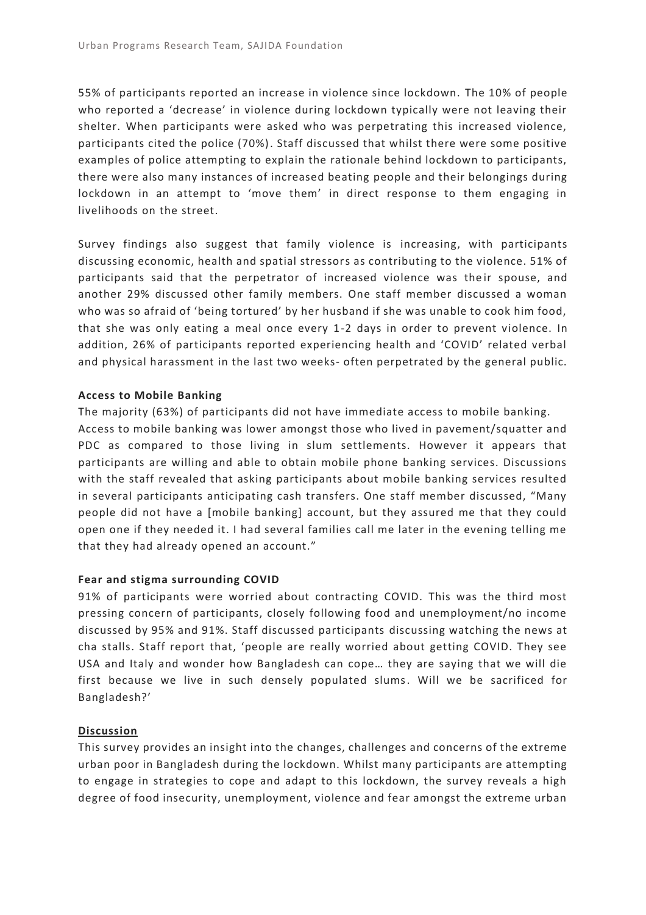55% of participants reported an increase in violence since lockdown. The 10% of people who reported a 'decrease' in violence during lockdown typically were not leaving their shelter. When participants were asked who was perpetrating this increased violence, participants cited the police (70%). Staff discussed that whilst there were some positive examples of police attempting to explain the rationale behind lockdown to participants, there were also many instances of increased beating people and their belongings during lockdown in an attempt to 'move them' in direct response to them engaging in livelihoods on the street.

Survey findings also suggest that family violence is increasing, with participants discussing economic, health and spatial stressors as contributing to the violence. 51% of participants said that the perpetrator of increased violence was their spouse, and another 29% discussed other family members. One staff member discussed a woman who was so afraid of 'being tortured' by her husband if she was unable to cook him food, that she was only eating a meal once every 1-2 days in order to prevent violence. In addition, 26% of participants reported experiencing health and 'COVID' related verbal and physical harassment in the last two weeks- often perpetrated by the general public.

**Access to Mobile Banking**

The majority (63%) of participants did not have immediate access to mobile banking. Access to mobile banking was lower amongst those who lived in pavement/squatter and PDC as compared to those living in slum settlements. However it appears that participants are willing and able to obtain mobile phone banking services. Discussions with the staff revealed that asking participants about mobile banking services resulted in several participants anticipating cash transfers. One staff member discussed, "Many people did not have a [mobile banking] account, but they assured me that they could open one if they needed it. I had several families call me later in the evening telling me that they had already opened an account."

**Fear and stigma surrounding COVID**

91% of participants were worried about contracting COVID. This was the third most pressing concern of participants, closely following food and unemployment/no income discussed by 95% and 91%. Staff discussed participants discussing watching the news at cha stalls. Staff report that, 'people are really worried about getting COVID. They see USA and Italy and wonder how Bangladesh can cope… they are saying that we will die first because we live in such densely populated slums. Will we be sacrificed for Bangladesh?'

## Discussion

This survey provides an insight into the changes, challenges and concerns of the extreme urban poor in Bangladesh during the lockdown. Whilst many participants are attempting to engage in strategies to cope and adapt to this lockdown, the survey reveals a high degree of food insecurity, unemployment, violence and fear amongst the extreme urban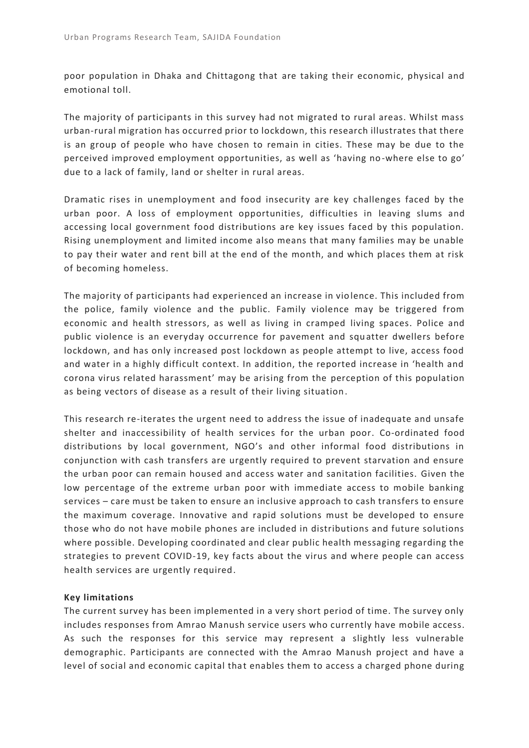poor population in Dhaka and Chittagong that are taking their economic, physical and emotional toll.

The majority of participants in this survey had not migrated to rural areas. Whilst mass urban-rural migration has occurred prior to lockdown, this research illustrates that there is an group of people who have chosen to remain in cities. These may be due to the perceived improved employment opportunities, as well as 'having no-where else to go' due to a lack of family, land or shelter in rural areas.

Dramatic rises in unemployment and food insecurity are key challenges faced by the urban poor. A loss of employment opportunities, difficulties in leaving slums and accessing local government food distributions are key issues faced by this population. Rising unemployment and limited income also means that many families may be unable to pay their water and rent bill at the end of the month, and which places them at risk of becoming homeless.

The majority of participants had experienced an increase in violence. This included from the police, family violence and the public. Family violence may be triggered from economic and health stressors, as well as living in cramped living spaces. Police and public violence is an everyday occurrence for pavement and squatter dwellers before lockdown, and has only increased post lockdown as people attempt to live, access food and water in a highly difficult context. In addition, the reported increase in 'health and corona virus related harassment' may be arising from the perception of this population as being vectors of disease as a result of their living situation.

This research re-iterates the urgent need to address the issue of inadequate and unsafe shelter and inaccessibility of health services for the urban poor. Co-ordinated food distributions by local government, NGO's and other informal food distributions in conjunction with cash transfers are urgently required to prevent starvation and ensure the urban poor can remain housed and access water and sanitation facilities. Given the low percentage of the extreme urban poor with immediate access to mobile banking services – care must be taken to ensure an inclusive approach to cash transfers to ensure the maximum coverage. Innovative and rapid solutions must be developed to ensure those who do not have mobile phones are included in distributions and future solutions where possible. Developing coordinated and clear public health messaging regarding the strategies to prevent COVID-19, key facts about the virus and where people can access health services are urgently required.

**Key limitations**

The current survey has been implemented in a very short period of time. The survey only includes responses from Amrao Manush service users who currently have mobile access. As such the responses for this service may represent a slightly less vulnerable demographic. Participants are connected with the Amrao Manush project and have a level of social and economic capital that enables them to access a charged phone during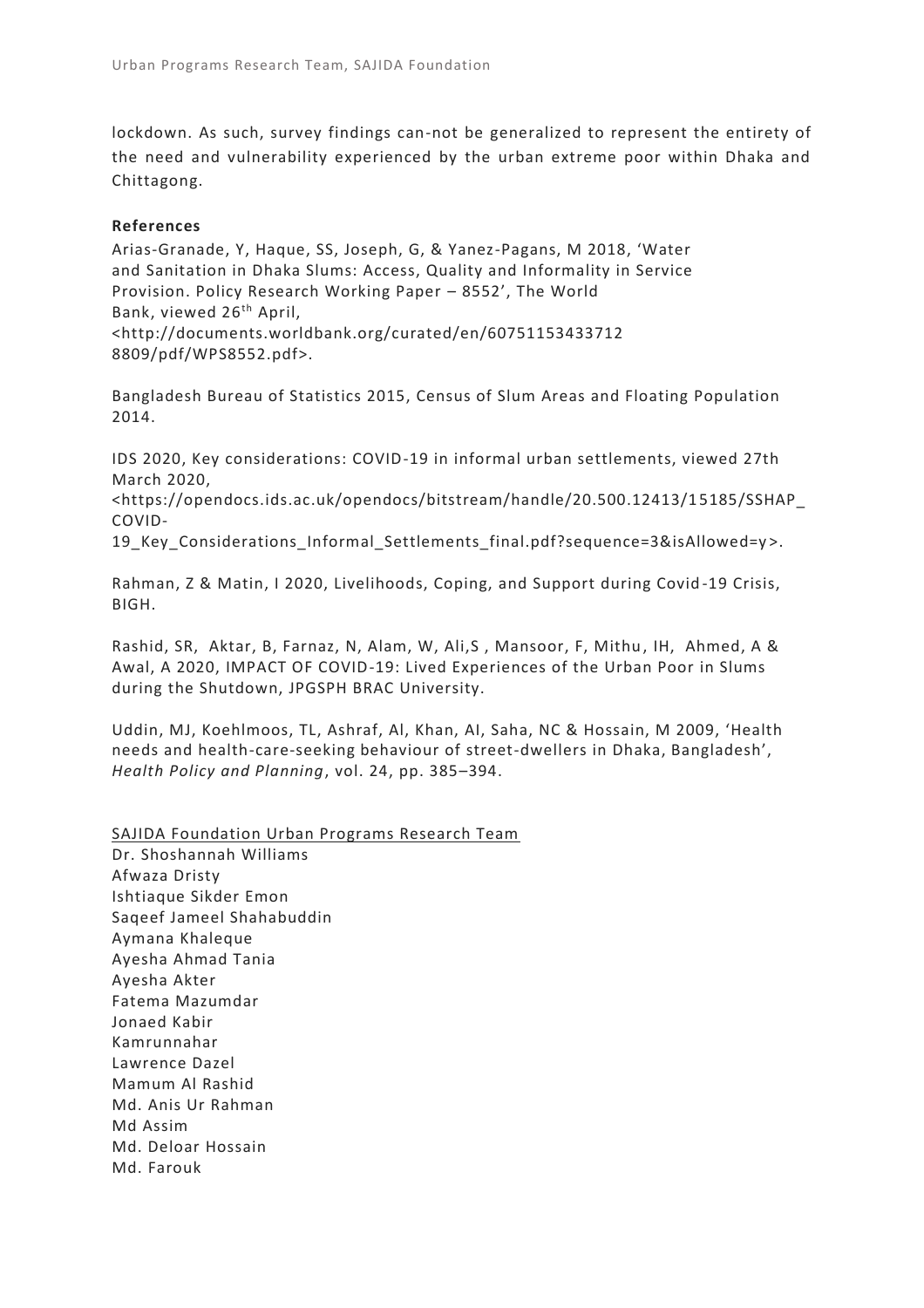lockdown. As such, survey findings can-not be generalized to represent the entirety of the need and vulnerability experienced by the urban extreme poor within Dhaka and Chittagong.

**References**

Arias-Granade, Y, Haque, SS, Joseph, G, & Yanez-Pagans, M 2018, 'Water and Sanitation in Dhaka Slums: Access, Quality and Informality in Service Provision. Policy Research Working Paper – 8552', The World Bank, viewed 26th April, <http://documents.worldbank.org/curated/en/60751153433712 8809/pdf/WPS8552.pdf>.

Bangladesh Bureau of Statistics 2015, Census of Slum Areas and Floating Population 2014.

IDS 2020, Key considerations: COVID-19 in informal urban settlements, viewed 27th March 2020, <https://opendocs.ids.ac.uk/opendocs/bitstream/handle/20.500.12413/15185/SSHAP_COVID-19_Key_Considerations_Informal_Settlements_final.pdf?sequence=3&isAllowed=y>.

Rahman, Z & Matin, I 2020, Livelihoods, Coping, and Support during Covid-19 Crisis, BIGH.

Rashid, SR, Aktar, B, Farnaz, N, Alam, W, Ali,S , Mansoor, F, Mithu, IH, Ahmed, A & Awal, A 2020, IMPACT OF COVID-19: Lived Experiences of the Urban Poor in Slums during the Shutdown, JPGSPH BRAC University.

Uddin, MJ, Koehlmoos, TL, Ashraf, AI, Khan, AI, Saha, NC & Hossain, M 2009, 'Health needs and health-care-seeking behaviour of street-dwellers in Dhaka, Bangladesh', *Health Policy and Planning*, vol. 24, pp. 385–394.

SAJIDA Foundation Urban Programs Research Team

Dr. Shoshannah Williams
Afwaza Dristy
Ishtiaque Sikder Emon
Saqeef Jameel Shahabuddin
Aymana Khaleque
Ayesha Ahmad Tania
Ayesha Akter
Fatema Mazumdar
Jonaed Kabir
Kamrunnahar
Lawrence Dazel
Mamum Al Rashid
Md. Anis Ur Rahman
Md Assim
Md. Deloar Hossain
Md. Farouk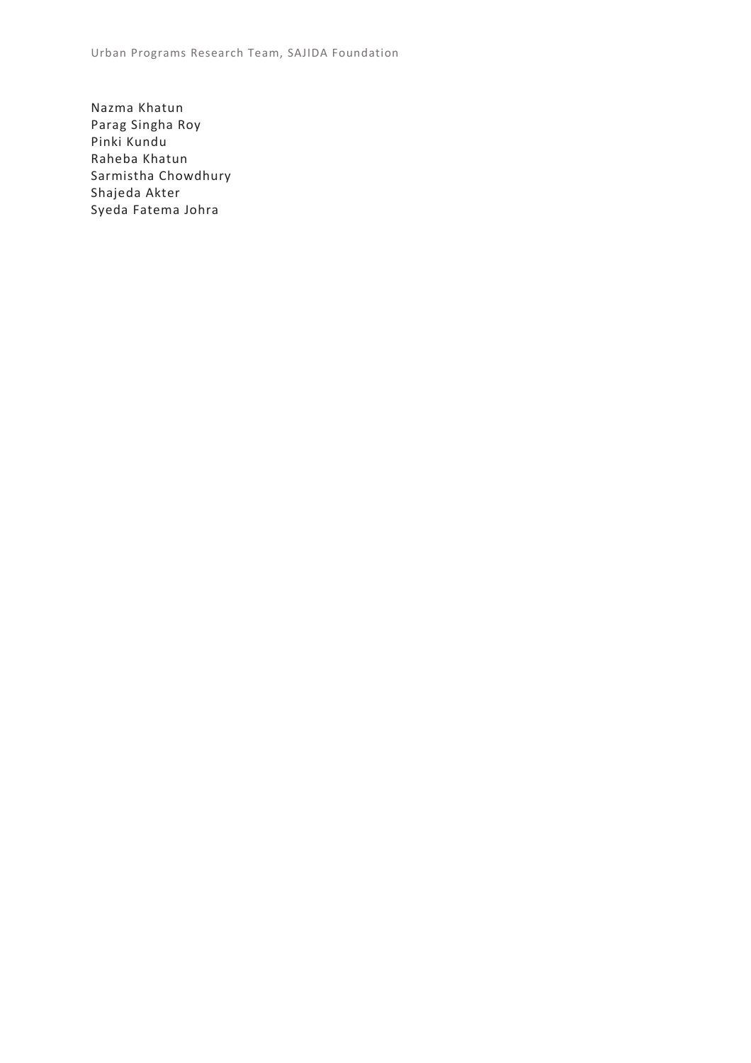Nazma Khatun
Parag Singha Roy
Pinki Kundu
Raheba Khatun
Sarmistha Chowdhury
Shajeda Akter
Syeda Fatema Johra